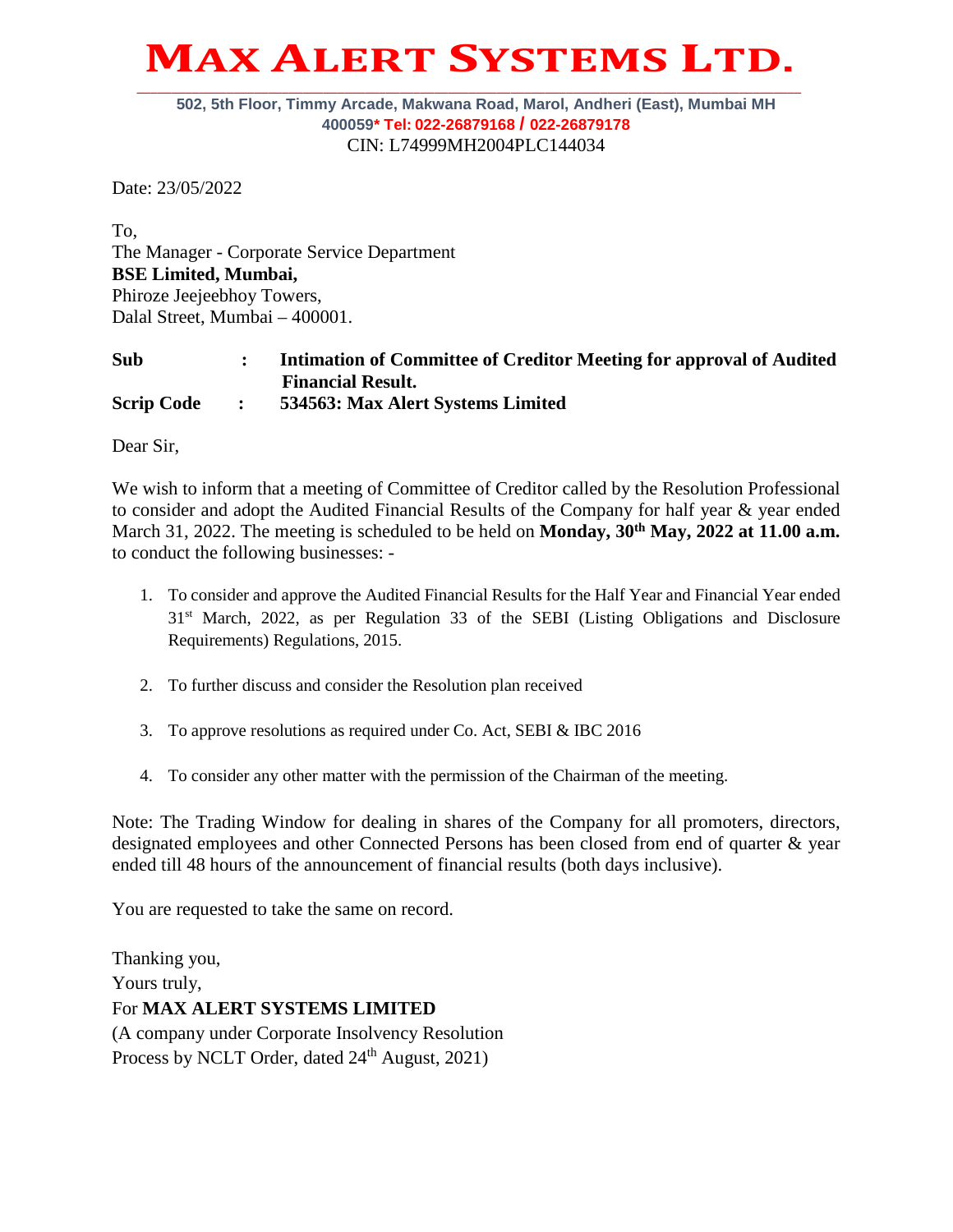# MAX ALERT SYSTEMS LTD.

502, 5th Floor, Timmy Arcade, Makwana Road, Marol, Andheri (East), Mumbai MH 400059* Tel: 022-26879168 / 022-26879178

CIN: L74999MH2004PLC144034

Date: 23/05/2022

To,
The Manager - Corporate Service Department
**BSE Limited, Mumbai,**
Phiroze Jeejeebhoy Towers,
Dalal Street, Mumbai – 400001.

**Sub : Intimation of Committee of Creditor Meeting for approval of Audited Financial Result.**

**Scrip Code : 534563: Max Alert Systems Limited**

Dear Sir,

We wish to inform that a meeting of Committee of Creditor called by the Resolution Professional to consider and adopt the Audited Financial Results of the Company for half year & year ended March 31, 2022. The meeting is scheduled to be held on **Monday, 30th May, 2022 at 11.00 a.m.** to conduct the following businesses: -

1. To consider and approve the Audited Financial Results for the Half Year and Financial Year ended 31st March, 2022, as per Regulation 33 of the SEBI (Listing Obligations and Disclosure Requirements) Regulations, 2015.

2. To further discuss and consider the Resolution plan received

3. To approve resolutions as required under Co. Act, SEBI & IBC 2016

4. To consider any other matter with the permission of the Chairman of the meeting.

Note: The Trading Window for dealing in shares of the Company for all promoters, directors, designated employees and other Connected Persons has been closed from end of quarter & year ended till 48 hours of the announcement of financial results (both days inclusive).

You are requested to take the same on record.

Thanking you,
Yours truly,
For **MAX ALERT SYSTEMS LIMITED**
(A company under Corporate Insolvency Resolution Process by NCLT Order, dated 24th August, 2021)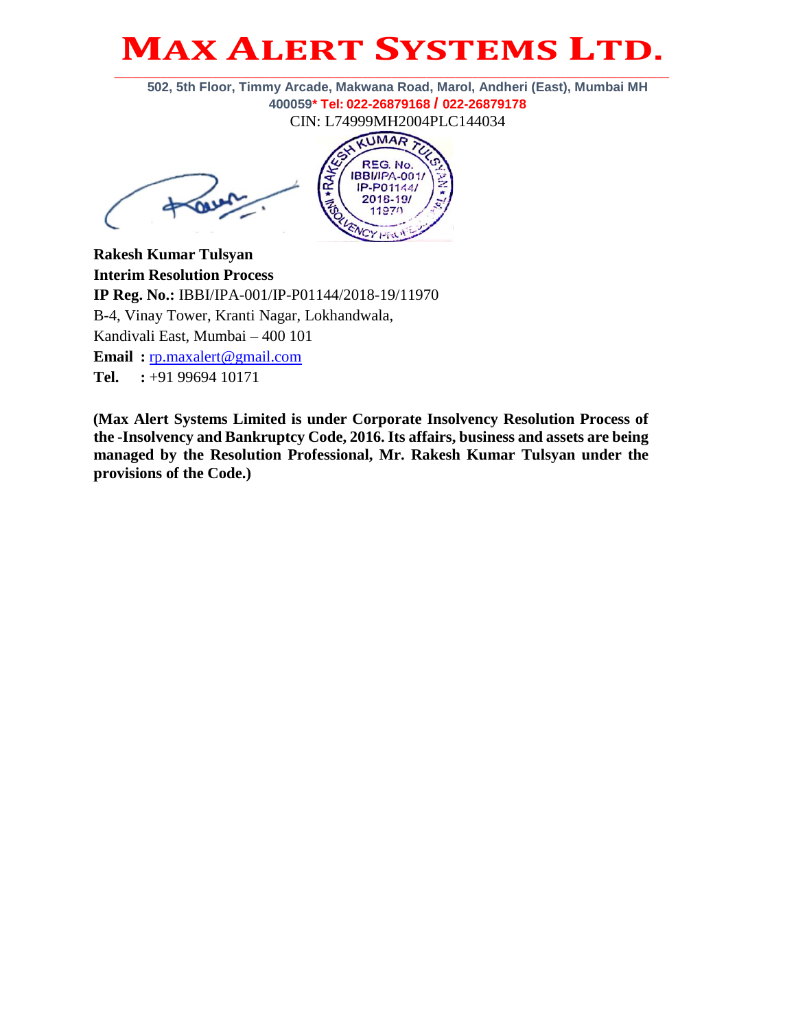# MAX ALERT SYSTEMS LTD.

502, 5th Floor, Timmy Arcade, Makwana Road, Marol, Andheri (East), Mumbai MH 400059* Tel: 022-26879168 / 022-26879178

CIN: L74999MH2004PLC144034

RAKESH KUMAR TULSYAN
REG. No.
IBBI/IPA-001/
IP-P01144/
2018-19/
11970
INSOLVENCY PROFESSIONAL

**Rakesh Kumar Tulsyan**
**Interim Resolution Process**
**IP Reg. No.:** IBBI/IPA-001/IP-P01144/2018-19/11970
B-4, Vinay Tower, Kranti Nagar, Lokhandwala,
Kandivali East, Mumbai – 400 101
**Email :** rp.maxalert@gmail.com
**Tel. :** +91 99694 10171

**(Max Alert Systems Limited is under Corporate Insolvency Resolution Process of the -Insolvency and Bankruptcy Code, 2016. Its affairs, business and assets are being managed by the Resolution Professional, Mr. Rakesh Kumar Tulsyan under the provisions of the Code.)**